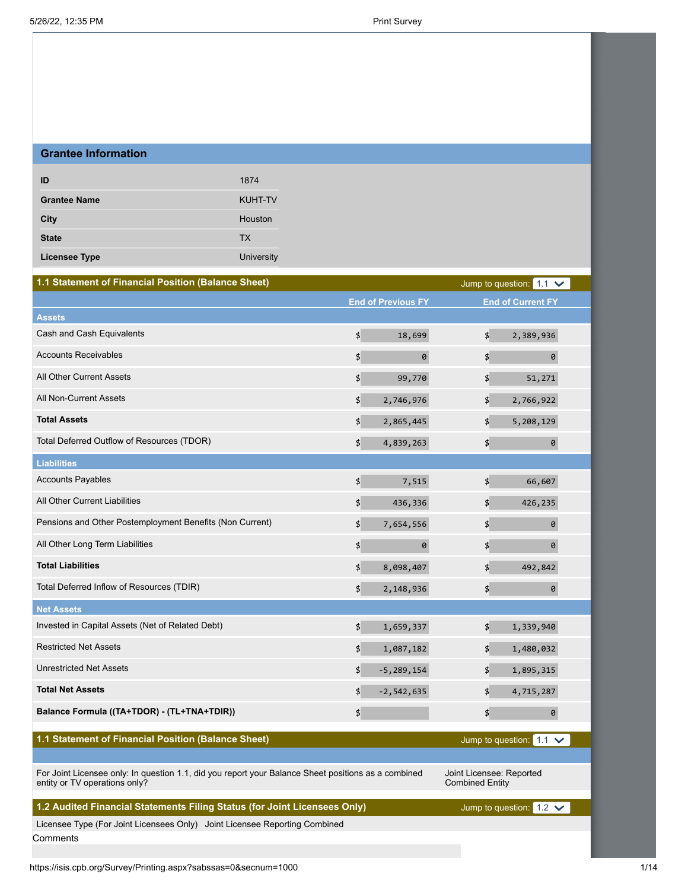## Grantee Information

| | |
|---|---|
| **ID** | 1874 |
| **Grantee Name** | KUHT-TV |
| **City** | Houston |
| **State** | TX |
| **Licensee Type** | University |

## 1.1 Statement of Financial Position (Balance Sheet)

Jump to question: 1.1

| | End of Previous FY | End of Current FY |
|---|---|---|
| **Assets** | | |
| Cash and Cash Equivalents | $ 18,699 | $ 2,389,936 |
| Accounts Receivables | $ 0 | $ 0 |
| All Other Current Assets | $ 99,770 | $ 51,271 |
| All Non-Current Assets | $ 2,746,976 | $ 2,766,922 |
| **Total Assets** | $ 2,865,445 | $ 5,208,129 |
| Total Deferred Outflow of Resources (TDOR) | $ 4,839,263 | $ 0 |
| **Liabilities** | | |
| Accounts Payables | $ 7,515 | $ 66,607 |
| All Other Current Liabilities | $ 436,336 | $ 426,235 |
| Pensions and Other Postemployment Benefits (Non Current) | $ 7,654,556 | $ 0 |
| All Other Long Term Liabilities | $ 0 | $ 0 |
| **Total Liabilities** | $ 8,098,407 | $ 492,842 |
| Total Deferred Inflow of Resources (TDIR) | $ 2,148,936 | $ 0 |
| **Net Assets** | | |
| Invested in Capital Assets (Net of Related Debt) | $ 1,659,337 | $ 1,339,940 |
| Restricted Net Assets | $ 1,087,182 | $ 1,480,032 |
| Unrestricted Net Assets | $ -5,289,154 | $ 1,895,315 |
| **Total Net Assets** | $ -2,542,635 | $ 4,715,287 |
| **Balance Formula ((TA+TDOR) - (TL+TNA+TDIR))** | $ | $ 0 |

## 1.1 Statement of Financial Position (Balance Sheet)

Jump to question: 1.1

| | |
|---|---|
| For Joint Licensee only: In question 1.1, did you report your Balance Sheet positions as a combined entity or TV operations only? | Joint Licensee: Reported Combined Entity |

## 1.2 Audited Financial Statements Filing Status (for Joint Licensees Only)

Jump to question: 1.2

Licensee Type (For Joint Licensees Only) Joint Licensee Reporting Combined

Comments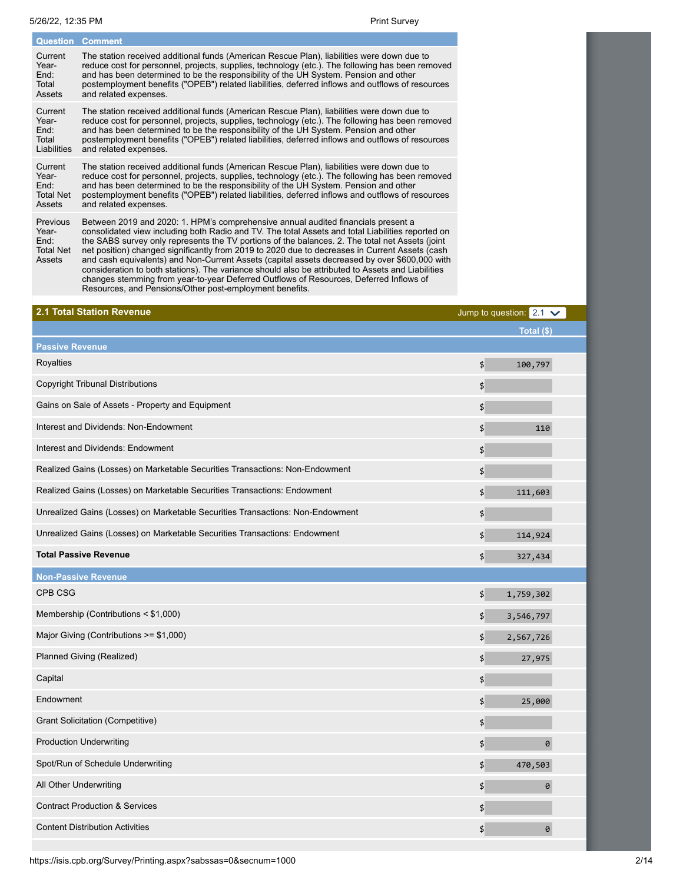| Question | Comment |
| --- | --- |
| Current Year-End: Total Assets | The station received additional funds (American Rescue Plan), liabilities were down due to reduce cost for personnel, projects, supplies, technology (etc.). The following has been removed and has been determined to be the responsibility of the UH System. Pension and other postemployment benefits ("OPEB") related liabilities, deferred inflows and outflows of resources and related expenses. |
| Current Year-End: Total Liabilities | The station received additional funds (American Rescue Plan), liabilities were down due to reduce cost for personnel, projects, supplies, technology (etc.). The following has been removed and has been determined to be the responsibility of the UH System. Pension and other postemployment benefits ("OPEB") related liabilities, deferred inflows and outflows of resources and related expenses. |
| Current Year-End: Total Net Assets | The station received additional funds (American Rescue Plan), liabilities were down due to reduce cost for personnel, projects, supplies, technology (etc.). The following has been removed and has been determined to be the responsibility of the UH System. Pension and other postemployment benefits ("OPEB") related liabilities, deferred inflows and outflows of resources and related expenses. |
| Previous Year-End: Total Net Assets | Between 2019 and 2020: 1. HPM's comprehensive annual audited financials present a consolidated view including both Radio and TV. The total Assets and total Liabilities reported on the SABS survey only represents the TV portions of the balances. 2. The total net Assets (joint net position) changed significantly from 2019 to 2020 due to decreases in Current Assets (cash and cash equivalents) and Non-Current Assets (capital assets decreased by over $600,000 with consideration to both stations). The variance should also be attributed to Assets and Liabilities changes stemming from year-to-year Deferred Outflows of Resources, Deferred Inflows of Resources, and Pensions/Other post-employment benefits. |

## 2.1 Total Station Revenue

Jump to question: 2.1

| | Total ($) |
| --- | --- |
| **Passive Revenue** | |
| Royalties | $ 100,797 |
| Copyright Tribunal Distributions | $ |
| Gains on Sale of Assets - Property and Equipment | $ |
| Interest and Dividends: Non-Endowment | $ 110 |
| Interest and Dividends: Endowment | $ |
| Realized Gains (Losses) on Marketable Securities Transactions: Non-Endowment | $ |
| Realized Gains (Losses) on Marketable Securities Transactions: Endowment | $ 111,603 |
| Unrealized Gains (Losses) on Marketable Securities Transactions: Non-Endowment | $ |
| Unrealized Gains (Losses) on Marketable Securities Transactions: Endowment | $ 114,924 |
| **Total Passive Revenue** | $ 327,434 |
| **Non-Passive Revenue** | |
| CPB CSG | $ 1,759,302 |
| Membership (Contributions < $1,000) | $ 3,546,797 |
| Major Giving (Contributions >= $1,000) | $ 2,567,726 |
| Planned Giving (Realized) | $ 27,975 |
| Capital | $ |
| Endowment | $ 25,000 |
| Grant Solicitation (Competitive) | $ |
| Production Underwriting | $ 0 |
| Spot/Run of Schedule Underwriting | $ 470,503 |
| All Other Underwriting | $ 0 |
| Contract Production & Services | $ |
| Content Distribution Activities | $ 0 |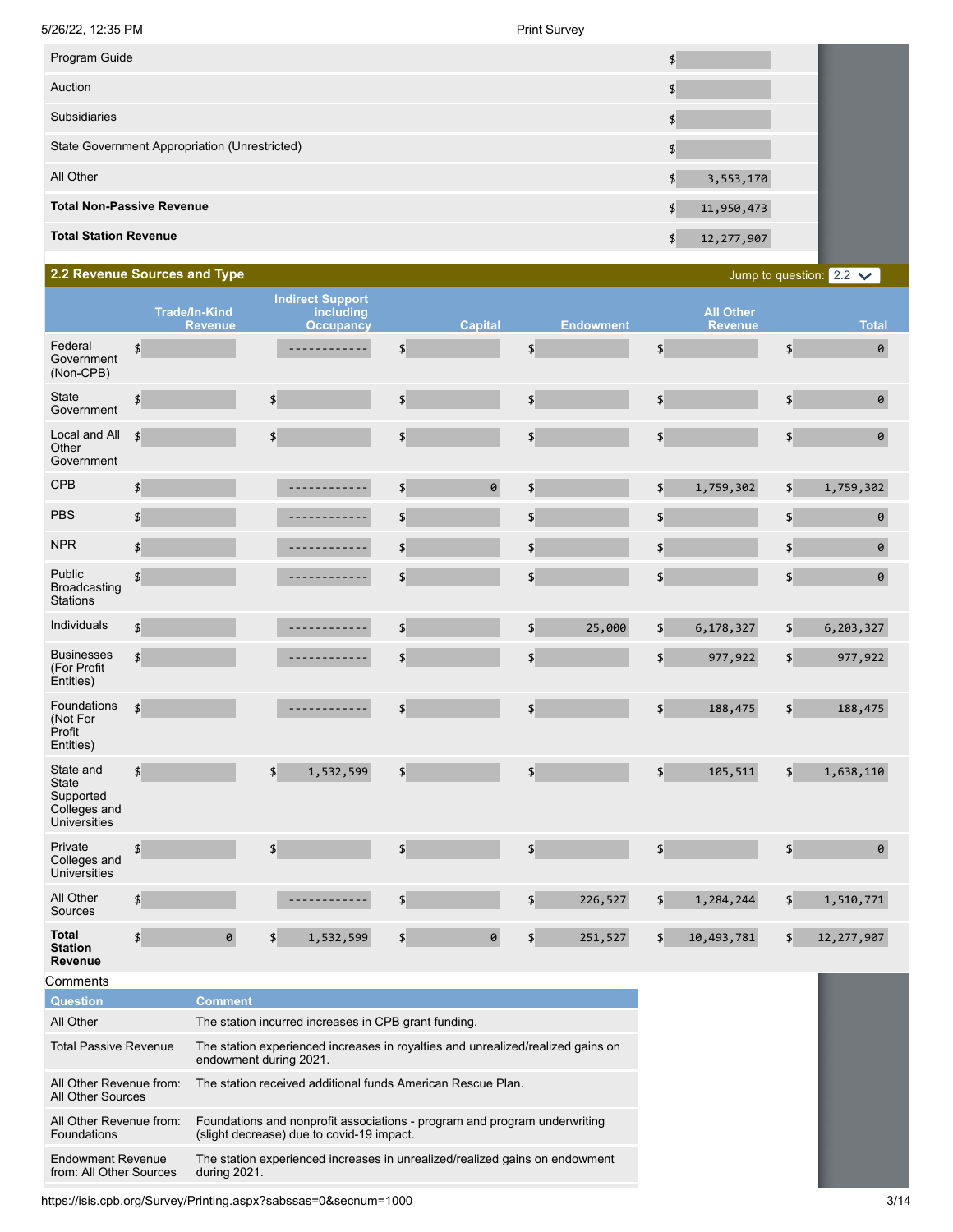| | |
|---|---|
| Program Guide | $ |
| Auction | $ |
| Subsidiaries | $ |
| State Government Appropriation (Unrestricted) | $ |
| All Other | $ 3,553,170 |
| **Total Non-Passive Revenue** | $ 11,950,473 |
| **Total Station Revenue** | $ 12,277,907 |

## 2.2 Revenue Sources and Type

Jump to question: 2.2

| | Trade/In-Kind Revenue | Indirect Support including Occupancy | Capital | Endowment | All Other Revenue | Total |
|---|---|---|---|---|---|---|
| Federal Government (Non-CPB) | $ | ------------ | $ | $ | $ | $ 0 |
| State Government | $ | $ | $ | $ | $ | $ 0 |
| Local and All Other Government | $ | $ | $ | $ | $ | $ 0 |
| CPB | $ | ------------ | $ 0 | $ | $ 1,759,302 | $ 1,759,302 |
| PBS | $ | ------------ | $ | $ | $ | $ 0 |
| NPR | $ | ------------ | $ | $ | $ | $ 0 |
| Public Broadcasting Stations | $ | ------------ | $ | $ | $ | $ 0 |
| Individuals | $ | ------------ | $ | $ 25,000 | $ 6,178,327 | $ 6,203,327 |
| Businesses (For Profit Entities) | $ | ------------ | $ | $ | $ 977,922 | $ 977,922 |
| Foundations (Not For Profit Entities) | $ | ------------ | $ | $ | $ 188,475 | $ 188,475 |
| State and State Supported Colleges and Universities | $ | $ 1,532,599 | $ | $ | $ 105,511 | $ 1,638,110 |
| Private Colleges and Universities | $ | $ | $ | $ | $ | $ 0 |
| All Other Sources | $ | ------------ | $ | $ 226,527 | $ 1,284,244 | $ 1,510,771 |
| **Total Station Revenue** | $ 0 | $ 1,532,599 | $ 0 | $ 251,527 | $ 10,493,781 | $ 12,277,907 |

Comments

| Question | Comment |
|---|---|
| All Other | The station incurred increases in CPB grant funding. |
| Total Passive Revenue | The station experienced increases in royalties and unrealized/realized gains on endowment during 2021. |
| All Other Revenue from: All Other Sources | The station received additional funds American Rescue Plan. |
| All Other Revenue from: Foundations | Foundations and nonprofit associations - program and program underwriting (slight decrease) due to covid-19 impact. |
| Endowment Revenue from: All Other Sources | The station experienced increases in unrealized/realized gains on endowment during 2021. |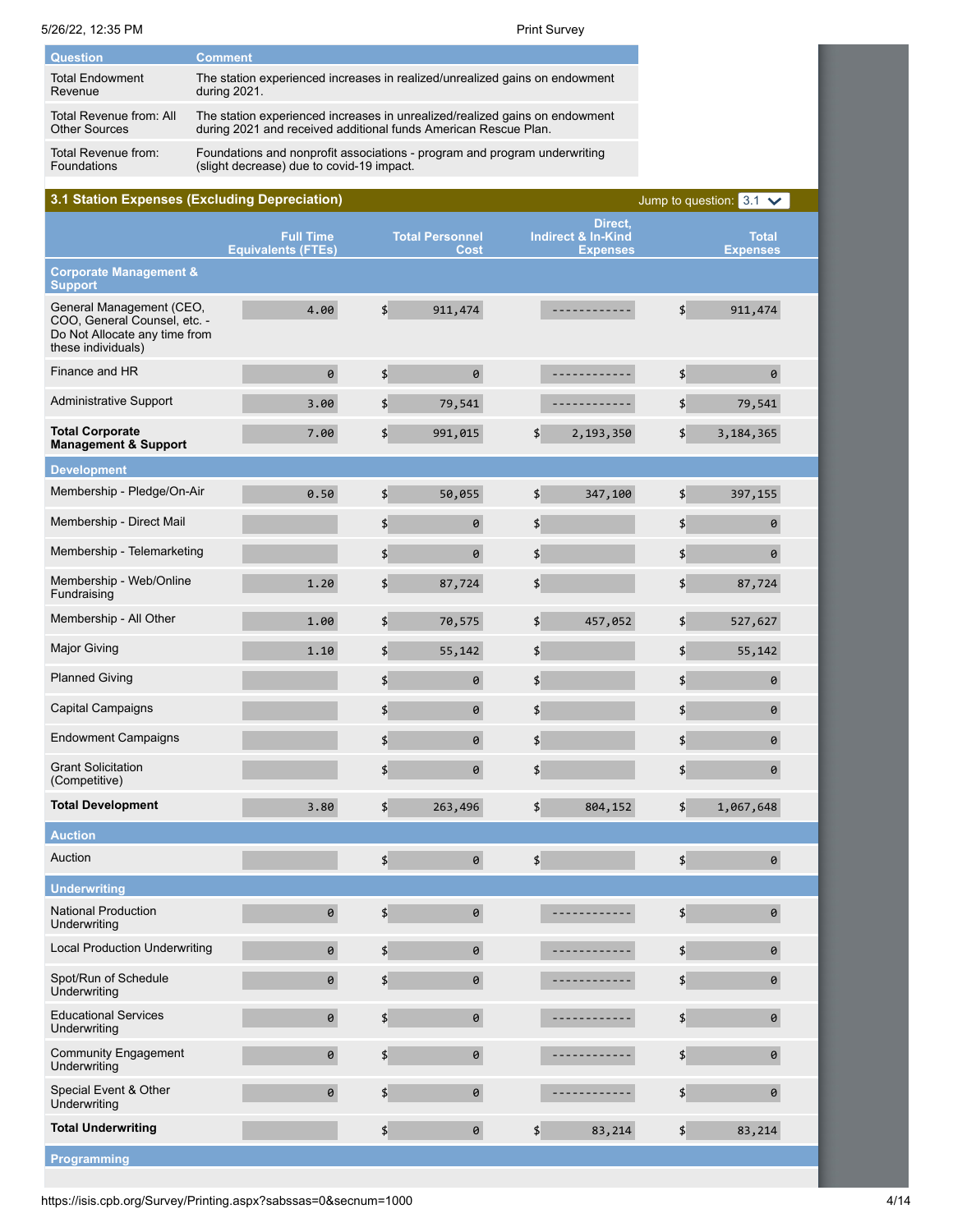| Question | Comment |
|---|---|
| Total Endowment Revenue | The station experienced increases in realized/unrealized gains on endowment during 2021. |
| Total Revenue from: All Other Sources | The station experienced increases in unrealized/realized gains on endowment during 2021 and received additional funds American Rescue Plan. |
| Total Revenue from: Foundations | Foundations and nonprofit associations - program and program underwriting (slight decrease) due to covid-19 impact. |

## 3.1 Station Expenses (Excluding Depreciation)

Jump to question: 3.1

| | Full Time Equivalents (FTEs) | Total Personnel Cost | Direct, Indirect & In-Kind Expenses | Total Expenses |
|---|---|---|---|---|
| **Corporate Management & Support** | | | | |
| General Management (CEO, COO, General Counsel, etc. - Do Not Allocate any time from these individuals) | 4.00 | $ 911,474 | ------------ | $ 911,474 |
| Finance and HR | 0 | $ 0 | ------------ | $ 0 |
| Administrative Support | 3.00 | $ 79,541 | ------------ | $ 79,541 |
| **Total Corporate Management & Support** | 7.00 | $ 991,015 | $ 2,193,350 | $ 3,184,365 |
| **Development** | | | | |
| Membership - Pledge/On-Air | 0.50 | $ 50,055 | $ 347,100 | $ 397,155 |
| Membership - Direct Mail | | $ 0 | $ | $ 0 |
| Membership - Telemarketing | | $ 0 | $ | $ 0 |
| Membership - Web/Online Fundraising | 1.20 | $ 87,724 | $ | $ 87,724 |
| Membership - All Other | 1.00 | $ 70,575 | $ 457,052 | $ 527,627 |
| Major Giving | 1.10 | $ 55,142 | $ | $ 55,142 |
| Planned Giving | | $ 0 | $ | $ 0 |
| Capital Campaigns | | $ 0 | $ | $ 0 |
| Endowment Campaigns | | $ 0 | $ | $ 0 |
| Grant Solicitation (Competitive) | | $ 0 | $ | $ 0 |
| **Total Development** | 3.80 | $ 263,496 | $ 804,152 | $ 1,067,648 |
| **Auction** | | | | |
| Auction | | $ 0 | $ | $ 0 |
| **Underwriting** | | | | |
| National Production Underwriting | 0 | $ 0 | ------------ | $ 0 |
| Local Production Underwriting | 0 | $ 0 | ------------ | $ 0 |
| Spot/Run of Schedule Underwriting | 0 | $ 0 | ------------ | $ 0 |
| Educational Services Underwriting | 0 | $ 0 | ------------ | $ 0 |
| Community Engagement Underwriting | 0 | $ 0 | ------------ | $ 0 |
| Special Event & Other Underwriting | 0 | $ 0 | ------------ | $ 0 |
| **Total Underwriting** | | $ 0 | $ 83,214 | $ 83,214 |
| **Programming** | | | | |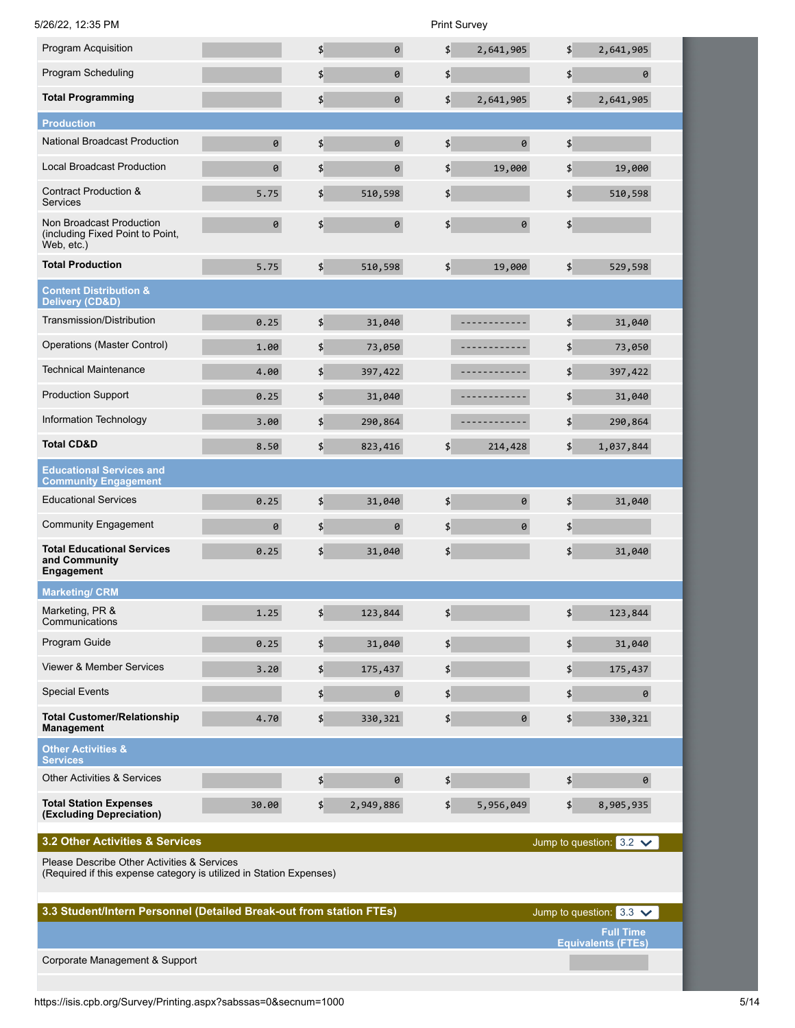| | | | | |
|---|---|---|---|---|
| Program Acquisition | | $ 0 | $ 2,641,905 | $ 2,641,905 |
| Program Scheduling | | $ 0 | $ | $ 0 |
| **Total Programming** | | $ 0 | $ 2,641,905 | $ 2,641,905 |
| **Production** | | | | |
| National Broadcast Production | 0 | $ 0 | $ 0 | $ |
| Local Broadcast Production | 0 | $ 0 | $ 19,000 | $ 19,000 |
| Contract Production & Services | 5.75 | $ 510,598 | $ | $ 510,598 |
| Non Broadcast Production (including Fixed Point to Point, Web, etc.) | 0 | $ 0 | $ 0 | $ |
| **Total Production** | 5.75 | $ 510,598 | $ 19,000 | $ 529,598 |
| **Content Distribution & Delivery (CD&D)** | | | | |
| Transmission/Distribution | 0.25 | $ 31,040 | ------------ | $ 31,040 |
| Operations (Master Control) | 1.00 | $ 73,050 | ------------ | $ 73,050 |
| Technical Maintenance | 4.00 | $ 397,422 | ------------ | $ 397,422 |
| Production Support | 0.25 | $ 31,040 | ------------ | $ 31,040 |
| Information Technology | 3.00 | $ 290,864 | ------------ | $ 290,864 |
| **Total CD&D** | 8.50 | $ 823,416 | $ 214,428 | $ 1,037,844 |
| **Educational Services and Community Engagement** | | | | |
| Educational Services | 0.25 | $ 31,040 | $ 0 | $ 31,040 |
| Community Engagement | 0 | $ 0 | $ 0 | $ |
| **Total Educational Services and Community Engagement** | 0.25 | $ 31,040 | $ | $ 31,040 |
| **Marketing/ CRM** | | | | |
| Marketing, PR & Communications | 1.25 | $ 123,844 | $ | $ 123,844 |
| Program Guide | 0.25 | $ 31,040 | $ | $ 31,040 |
| Viewer & Member Services | 3.20 | $ 175,437 | $ | $ 175,437 |
| Special Events | | $ 0 | $ | $ 0 |
| **Total Customer/Relationship Management** | 4.70 | $ 330,321 | $ 0 | $ 330,321 |
| **Other Activities & Services** | | | | |
| Other Activities & Services | | $ 0 | $ | $ 0 |
| **Total Station Expenses (Excluding Depreciation)** | 30.00 | $ 2,949,886 | $ 5,956,049 | $ 8,905,935 |

## 3.2 Other Activities & Services

Jump to question: 3.2

Please Describe Other Activities & Services
(Required if this expense category is utilized in Station Expenses)

## 3.3 Student/Intern Personnel (Detailed Break-out from station FTEs)

Jump to question: 3.3

| | Full Time Equivalents (FTEs) |
|---|---|
| Corporate Management & Support | |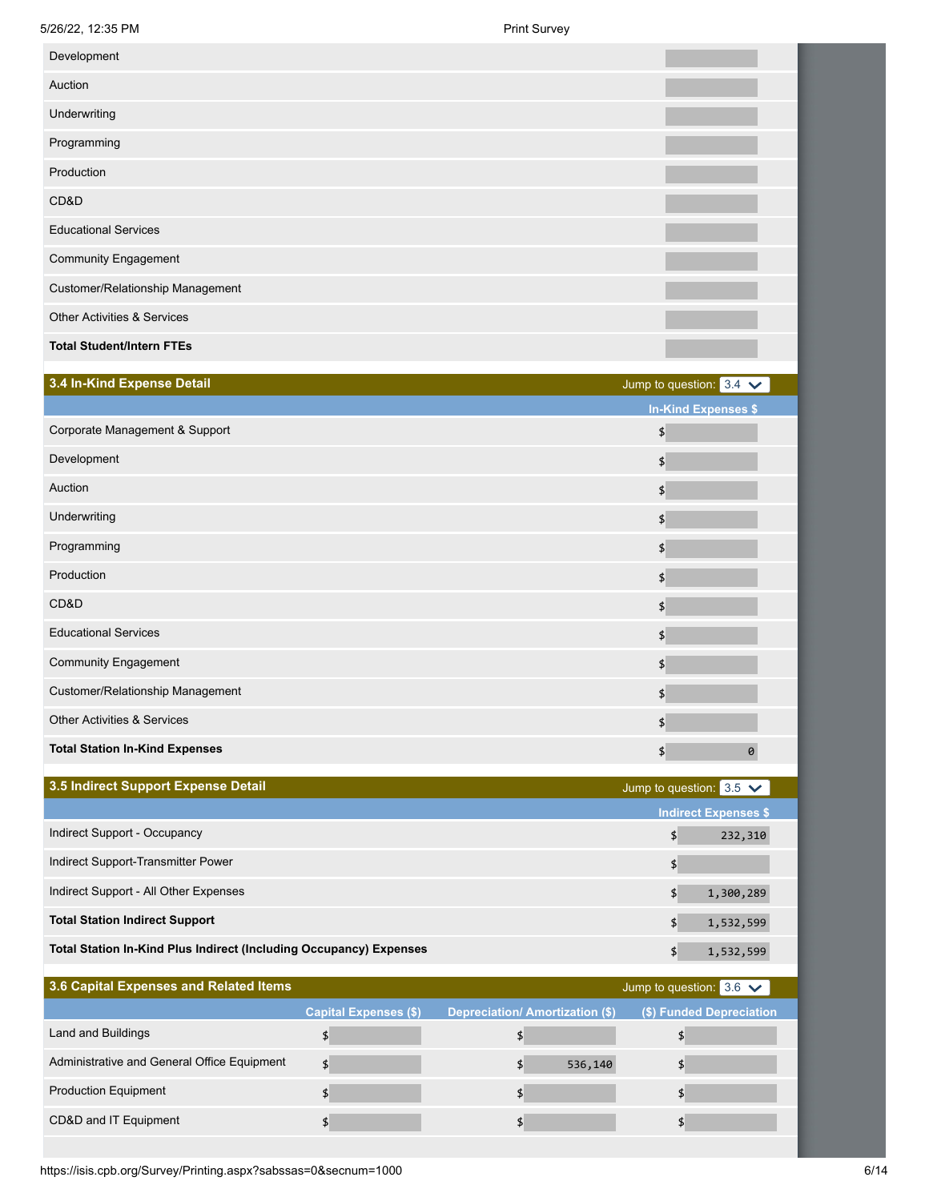| | |
|---|---|
| Development | |
| Auction | |
| Underwriting | |
| Programming | |
| Production | |
| CD&D | |
| Educational Services | |
| Community Engagement | |
| Customer/Relationship Management | |
| Other Activities & Services | |
| **Total Student/Intern FTEs** | |

## 3.4 In-Kind Expense Detail

Jump to question: 3.4

| | In-Kind Expenses $ |
|---|---|
| Corporate Management & Support | $ |
| Development | $ |
| Auction | $ |
| Underwriting | $ |
| Programming | $ |
| Production | $ |
| CD&D | $ |
| Educational Services | $ |
| Community Engagement | $ |
| Customer/Relationship Management | $ |
| Other Activities & Services | $ |
| **Total Station In-Kind Expenses** | $ 0 |

## 3.5 Indirect Support Expense Detail

Jump to question: 3.5

| | Indirect Expenses $ |
|---|---|
| Indirect Support - Occupancy | $ 232,310 |
| Indirect Support-Transmitter Power | $ |
| Indirect Support - All Other Expenses | $ 1,300,289 |
| **Total Station Indirect Support** | $ 1,532,599 |
| **Total Station In-Kind Plus Indirect (Including Occupancy) Expenses** | $ 1,532,599 |

## 3.6 Capital Expenses and Related Items

Jump to question: 3.6

| | Capital Expenses ($) | Depreciation/ Amortization ($) | ($) Funded Depreciation |
|---|---|---|---|
| Land and Buildings | $ | $ | $ |
| Administrative and General Office Equipment | $ | $ 536,140 | $ |
| Production Equipment | $ | $ | $ |
| CD&D and IT Equipment | $ | $ | $ |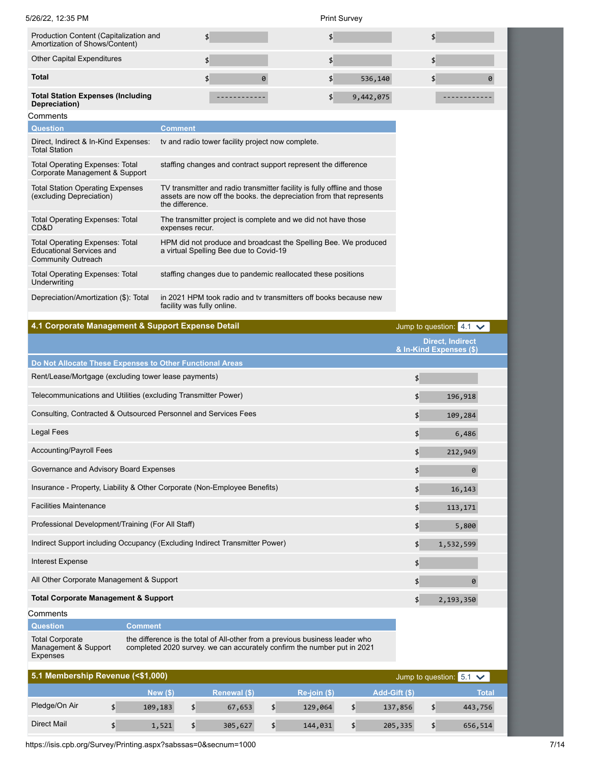| | | | |
|---|---|---|---|
| Production Content (Capitalization and Amortization of Shows/Content) | $ | $ | $ |
| Other Capital Expenditures | $ | $ | $ |
| **Total** | $ 0 | $ 536,140 | $ 0 |
| **Total Station Expenses (Including Depreciation)** | ------------ | $ 9,442,075 | ------------ |

Comments

| Question | Comment |
|---|---|
| Direct, Indirect & In-Kind Expenses: Total Station | tv and radio tower facility project now complete. |
| Total Operating Expenses: Total Corporate Management & Support | staffing changes and contract support represent the difference |
| Total Station Operating Expenses (excluding Depreciation) | TV transmitter and radio transmitter facility is fully offline and those assets are now off the books. the depreciation from that represents the difference. |
| Total Operating Expenses: Total CD&D | The transmitter project is complete and we did not have those expenses recur. |
| Total Operating Expenses: Total Educational Services and Community Outreach | HPM did not produce and broadcast the Spelling Bee. We produced a virtual Spelling Bee due to Covid-19 |
| Total Operating Expenses: Total Underwriting | staffing changes due to pandemic reallocated these positions |
| Depreciation/Amortization ($): Total | in 2021 HPM took radio and tv transmitters off books because new facility was fully online. |

## 4.1 Corporate Management & Support Expense Detail

Jump to question: 4.1

| | Direct, Indirect & In-Kind Expenses ($) |
|---|---|
| **Do Not Allocate These Expenses to Other Functional Areas** | |
| Rent/Lease/Mortgage (excluding tower lease payments) | $ |
| Telecommunications and Utilities (excluding Transmitter Power) | $ 196,918 |
| Consulting, Contracted & Outsourced Personnel and Services Fees | $ 109,284 |
| Legal Fees | $ 6,486 |
| Accounting/Payroll Fees | $ 212,949 |
| Governance and Advisory Board Expenses | $ 0 |
| Insurance - Property, Liability & Other Corporate (Non-Employee Benefits) | $ 16,143 |
| Facilities Maintenance | $ 113,171 |
| Professional Development/Training (For All Staff) | $ 5,800 |
| Indirect Support including Occupancy (Excluding Indirect Transmitter Power) | $ 1,532,599 |
| Interest Expense | $ |
| All Other Corporate Management & Support | $ 0 |
| **Total Corporate Management & Support** | $ 2,193,350 |

Comments

| Question | Comment |
|---|---|
| Total Corporate Management & Support Expenses | the difference is the total of All-other from a previous business leader who completed 2020 survey. we can accurately confirm the number put in 2021 |

## 5.1 Membership Revenue (<$1,000)

Jump to question: 5.1

| | New ($) | Renewal ($) | Re-join ($) | Add-Gift ($) | Total |
|---|---|---|---|---|---|
| Pledge/On Air | $ 109,183 | $ 67,653 | $ 129,064 | $ 137,856 | $ 443,756 |
| Direct Mail | $ 1,521 | $ 305,627 | $ 144,031 | $ 205,335 | $ 656,514 |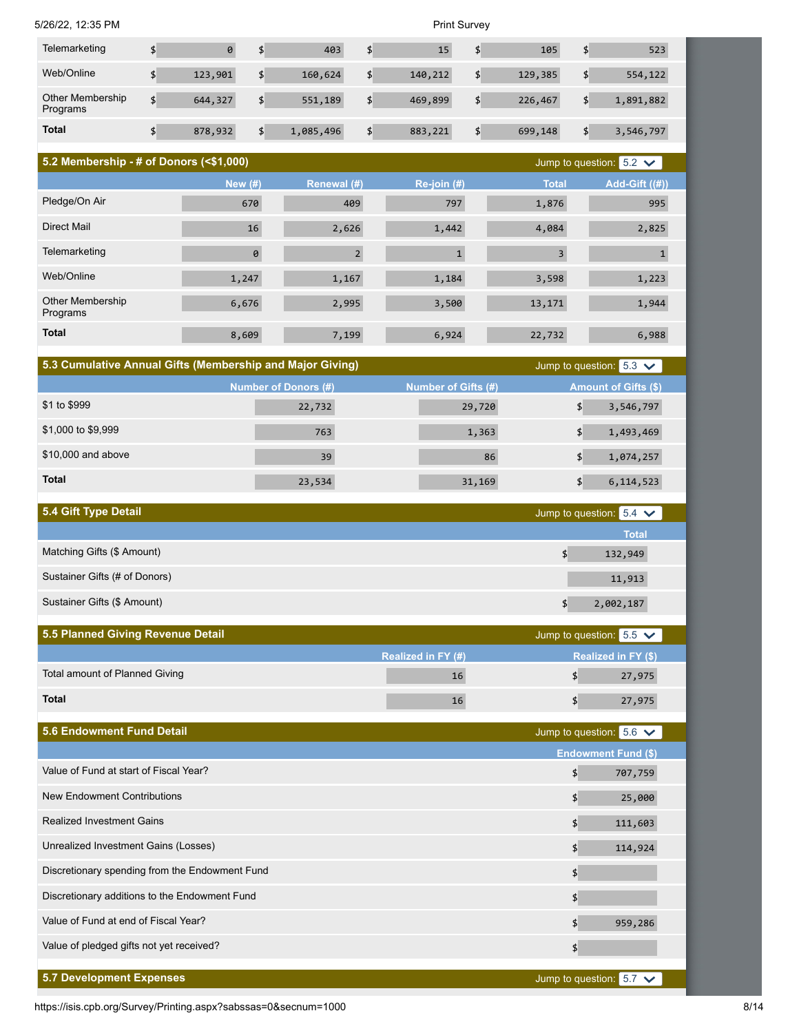| | | | | | |
|---|---|---|---|---|---|
| Telemarketing | $ 0 | $ 403 | $ 15 | $ 105 | $ 523 |
| Web/Online | $ 123,901 | $ 160,624 | $ 140,212 | $ 129,385 | $ 554,122 |
| Other Membership Programs | $ 644,327 | $ 551,189 | $ 469,899 | $ 226,467 | $ 1,891,882 |
| **Total** | $ 878,932 | $ 1,085,496 | $ 883,221 | $ 699,148 | $ 3,546,797 |

## 5.2 Membership - # of Donors (<$1,000)

Jump to question: 5.2

| | New (#) | Renewal (#) | Re-join (#) | Total | Add-Gift ((#)) |
|---|---|---|---|---|---|
| Pledge/On Air | 670 | 409 | 797 | 1,876 | 995 |
| Direct Mail | 16 | 2,626 | 1,442 | 4,084 | 2,825 |
| Telemarketing | 0 | 2 | 1 | 3 | 1 |
| Web/Online | 1,247 | 1,167 | 1,184 | 3,598 | 1,223 |
| Other Membership Programs | 6,676 | 2,995 | 3,500 | 13,171 | 1,944 |
| **Total** | 8,609 | 7,199 | 6,924 | 22,732 | 6,988 |

## 5.3 Cumulative Annual Gifts (Membership and Major Giving)

Jump to question: 5.3

| | Number of Donors (#) | Number of Gifts (#) | Amount of Gifts ($) |
|---|---|---|---|
| $1 to $999 | 22,732 | 29,720 | $ 3,546,797 |
| $1,000 to $9,999 | 763 | 1,363 | $ 1,493,469 |
| $10,000 and above | 39 | 86 | $ 1,074,257 |
| **Total** | 23,534 | 31,169 | $ 6,114,523 |

## 5.4 Gift Type Detail

Jump to question: 5.4

| | Total |
|---|---|
| Matching Gifts ($ Amount) | $ 132,949 |
| Sustainer Gifts (# of Donors) | 11,913 |
| Sustainer Gifts ($ Amount) | $ 2,002,187 |

## 5.5 Planned Giving Revenue Detail

Jump to question: 5.5

| | Realized in FY (#) | Realized in FY ($) |
|---|---|---|
| Total amount of Planned Giving | 16 | $ 27,975 |
| **Total** | 16 | $ 27,975 |

## 5.6 Endowment Fund Detail

Jump to question: 5.6

| | Endowment Fund ($) |
|---|---|
| Value of Fund at start of Fiscal Year? | $ 707,759 |
| New Endowment Contributions | $ 25,000 |
| Realized Investment Gains | $ 111,603 |
| Unrealized Investment Gains (Losses) | $ 114,924 |
| Discretionary spending from the Endowment Fund | $ |
| Discretionary additions to the Endowment Fund | $ |
| Value of Fund at end of Fiscal Year? | $ 959,286 |
| Value of pledged gifts not yet received? | $ |

## 5.7 Development Expenses

Jump to question: 5.7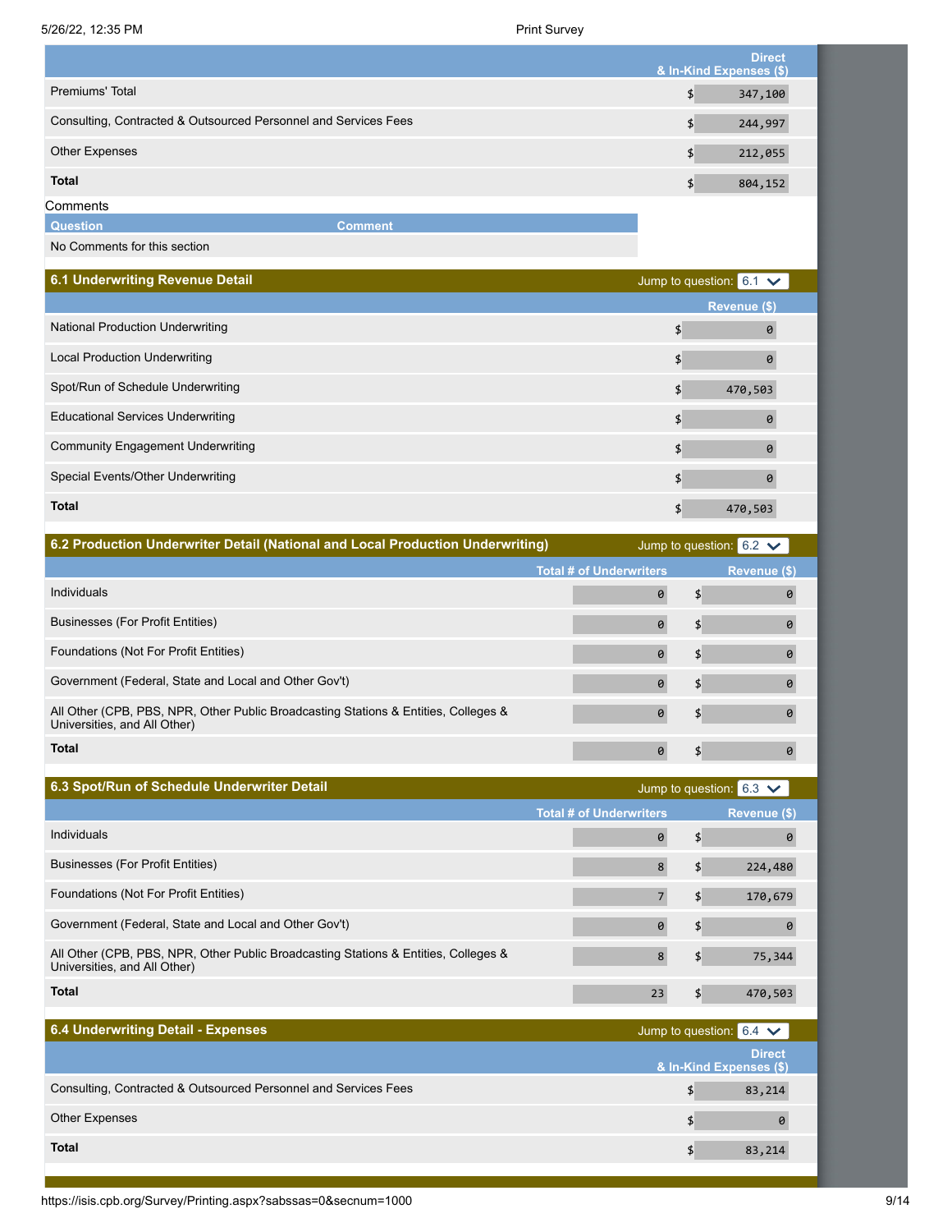| | Direct & In-Kind Expenses ($) |
|---|---|
| Premiums' Total | $ 347,100 |
| Consulting, Contracted & Outsourced Personnel and Services Fees | $ 244,997 |
| Other Expenses | $ 212,055 |
| **Total** | $ 804,152 |

Comments

| Question | Comment |
|---|---|
| No Comments for this section | |

## 6.1 Underwriting Revenue Detail

Jump to question: 6.1

| | Revenue ($) |
|---|---|
| National Production Underwriting | $ 0 |
| Local Production Underwriting | $ 0 |
| Spot/Run of Schedule Underwriting | $ 470,503 |
| Educational Services Underwriting | $ 0 |
| Community Engagement Underwriting | $ 0 |
| Special Events/Other Underwriting | $ 0 |
| **Total** | $ 470,503 |

## 6.2 Production Underwriter Detail (National and Local Production Underwriting)

Jump to question: 6.2

| | Total # of Underwriters | Revenue ($) |
|---|---|---|
| Individuals | 0 | $ 0 |
| Businesses (For Profit Entities) | 0 | $ 0 |
| Foundations (Not For Profit Entities) | 0 | $ 0 |
| Government (Federal, State and Local and Other Gov't) | 0 | $ 0 |
| All Other (CPB, PBS, NPR, Other Public Broadcasting Stations & Entities, Colleges & Universities, and All Other) | 0 | $ 0 |
| **Total** | 0 | $ 0 |

## 6.3 Spot/Run of Schedule Underwriter Detail

Jump to question: 6.3

| | Total # of Underwriters | Revenue ($) |
|---|---|---|
| Individuals | 0 | $ 0 |
| Businesses (For Profit Entities) | 8 | $ 224,480 |
| Foundations (Not For Profit Entities) | 7 | $ 170,679 |
| Government (Federal, State and Local and Other Gov't) | 0 | $ 0 |
| All Other (CPB, PBS, NPR, Other Public Broadcasting Stations & Entities, Colleges & Universities, and All Other) | 8 | $ 75,344 |
| **Total** | 23 | $ 470,503 |

## 6.4 Underwriting Detail - Expenses

Jump to question: 6.4

| | Direct & In-Kind Expenses ($) |
|---|---|
| Consulting, Contracted & Outsourced Personnel and Services Fees | $ 83,214 |
| Other Expenses | $ 0 |
| **Total** | $ 83,214 |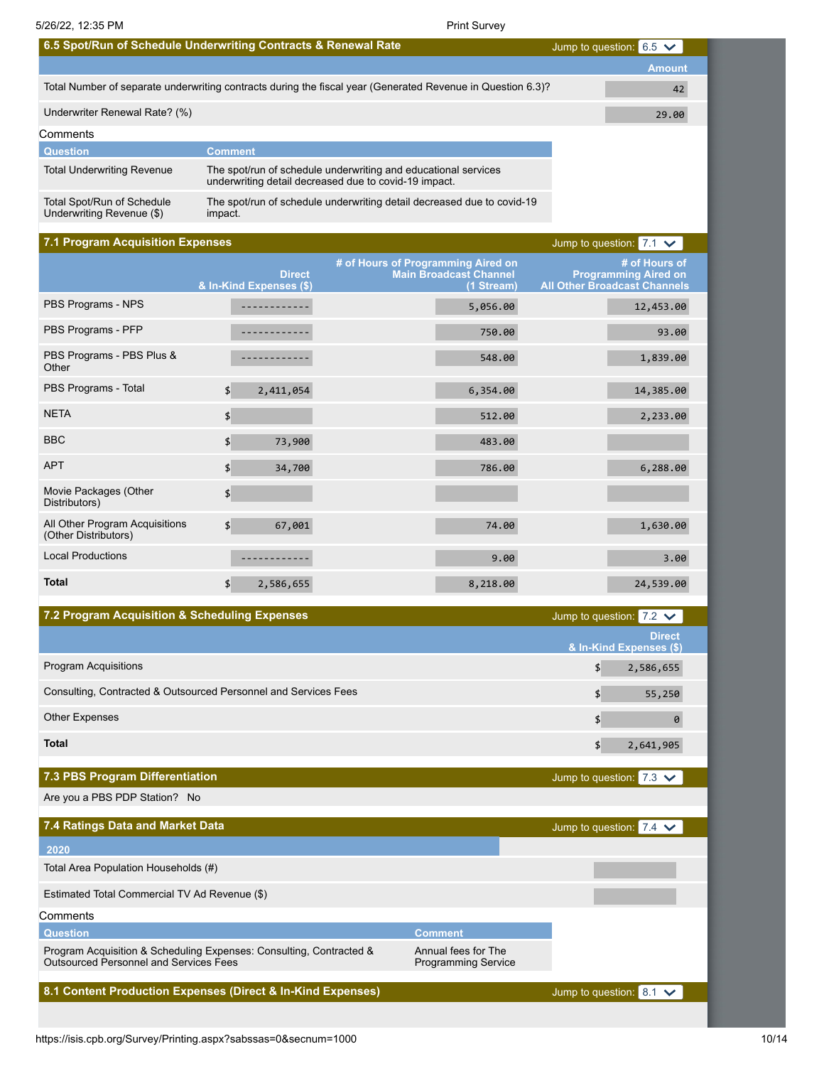## 6.5 Spot/Run of Schedule Underwriting Contracts & Renewal Rate

Jump to question: 6.5

| | Amount |
|---|---|
| Total Number of separate underwriting contracts during the fiscal year (Generated Revenue in Question 6.3)? | 42 |
| Underwriter Renewal Rate? (%) | 29.00 |

Comments

| Question | Comment |
|---|---|
| Total Underwriting Revenue | The spot/run of schedule underwriting and educational services underwriting detail decreased due to covid-19 impact. |
| Total Spot/Run of Schedule Underwriting Revenue ($) | The spot/run of schedule underwriting detail decreased due to covid-19 impact. |

## 7.1 Program Acquisition Expenses

Jump to question: 7.1

| | Direct & In-Kind Expenses ($) | # of Hours of Programming Aired on Main Broadcast Channel (1 Stream) | # of Hours of Programming Aired on All Other Broadcast Channels |
|---|---|---|---|
| PBS Programs - NPS | ------------ | 5,056.00 | 12,453.00 |
| PBS Programs - PFP | ------------ | 750.00 | 93.00 |
| PBS Programs - PBS Plus & Other | ------------ | 548.00 | 1,839.00 |
| PBS Programs - Total | $ 2,411,054 | 6,354.00 | 14,385.00 |
| NETA | $ | 512.00 | 2,233.00 |
| BBC | $ 73,900 | 483.00 | |
| APT | $ 34,700 | 786.00 | 6,288.00 |
| Movie Packages (Other Distributors) | $ | | |
| All Other Program Acquisitions (Other Distributors) | $ 67,001 | 74.00 | 1,630.00 |
| Local Productions | ------------ | 9.00 | 3.00 |
| **Total** | $ 2,586,655 | 8,218.00 | 24,539.00 |

## 7.2 Program Acquisition & Scheduling Expenses

Jump to question: 7.2

| | Direct & In-Kind Expenses ($) |
|---|---|
| Program Acquisitions | $ 2,586,655 |
| Consulting, Contracted & Outsourced Personnel and Services Fees | $ 55,250 |
| Other Expenses | $ 0 |
| **Total** | $ 2,641,905 |

## 7.3 PBS Program Differentiation

Jump to question: 7.3

Are you a PBS PDP Station? No

## 7.4 Ratings Data and Market Data

Jump to question: 7.4

| 2020 | |
|---|---|
| Total Area Population Households (#) | |
| Estimated Total Commercial TV Ad Revenue ($) | |

Comments

| Question | Comment |
|---|---|
| Program Acquisition & Scheduling Expenses: Consulting, Contracted & Outsourced Personnel and Services Fees | Annual fees for The Programming Service |

## 8.1 Content Production Expenses (Direct & In-Kind Expenses)

Jump to question: 8.1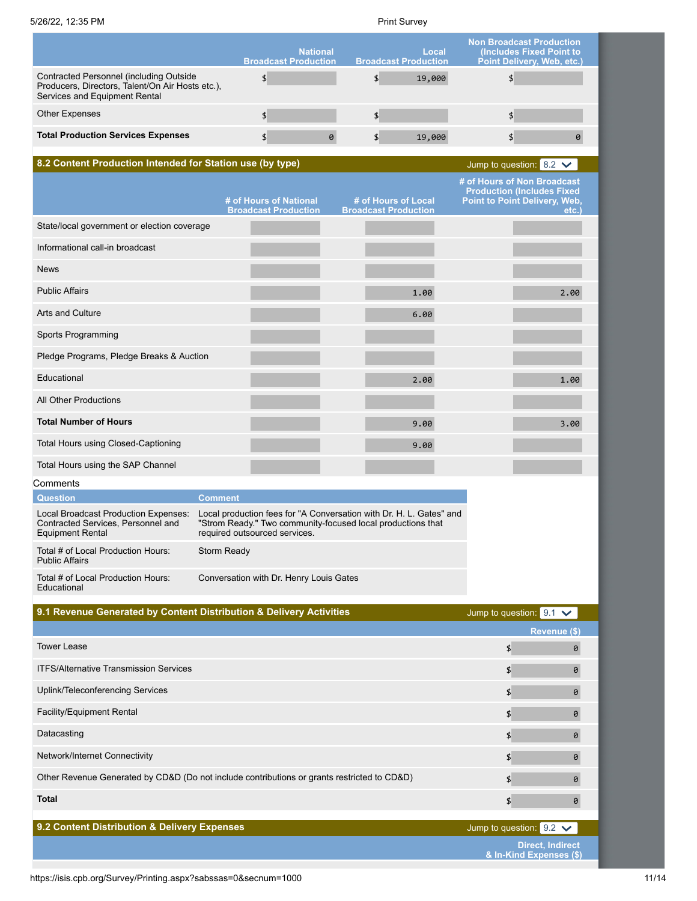| | National Broadcast Production | Local Broadcast Production | Non Broadcast Production (Includes Fixed Point to Point Delivery, Web, etc.) |
|---|---|---|---|
| Contracted Personnel (including Outside Producers, Directors, Talent/On Air Hosts etc.), Services and Equipment Rental | $ | $ 19,000 | $ |
| Other Expenses | $ | $ | $ |
| **Total Production Services Expenses** | $ 0 | $ 19,000 | $ 0 |

## 8.2 Content Production Intended for Station use (by type)

Jump to question: 8.2

| | # of Hours of National Broadcast Production | # of Hours of Local Broadcast Production | # of Hours of Non Broadcast Production (Includes Fixed Point to Point Delivery, Web, etc.) |
|---|---|---|---|
| State/local government or election coverage | | | |
| Informational call-in broadcast | | | |
| News | | | |
| Public Affairs | | 1.00 | 2.00 |
| Arts and Culture | | 6.00 | |
| Sports Programming | | | |
| Pledge Programs, Pledge Breaks & Auction | | | |
| Educational | | 2.00 | 1.00 |
| All Other Productions | | | |
| **Total Number of Hours** | | 9.00 | 3.00 |
| Total Hours using Closed-Captioning | | 9.00 | |
| Total Hours using the SAP Channel | | | |

Comments

| Question | Comment |
|---|---|
| Local Broadcast Production Expenses: Contracted Services, Personnel and Equipment Rental | Local production fees for "A Conversation with Dr. H. L. Gates" and "Strom Ready." Two community-focused local productions that required outsourced services. |
| Total # of Local Production Hours: Public Affairs | Storm Ready |
| Total # of Local Production Hours: Educational | Conversation with Dr. Henry Louis Gates |

## 9.1 Revenue Generated by Content Distribution & Delivery Activities

Jump to question: 9.1

| | Revenue ($) |
|---|---|
| Tower Lease | $ 0 |
| ITFS/Alternative Transmission Services | $ 0 |
| Uplink/Teleconferencing Services | $ 0 |
| Facility/Equipment Rental | $ 0 |
| Datacasting | $ 0 |
| Network/Internet Connectivity | $ 0 |
| Other Revenue Generated by CD&D (Do not include contributions or grants restricted to CD&D) | $ 0 |
| **Total** | $ 0 |

## 9.2 Content Distribution & Delivery Expenses

Jump to question: 9.2

| | Direct, Indirect & In-Kind Expenses ($) |
|---|---|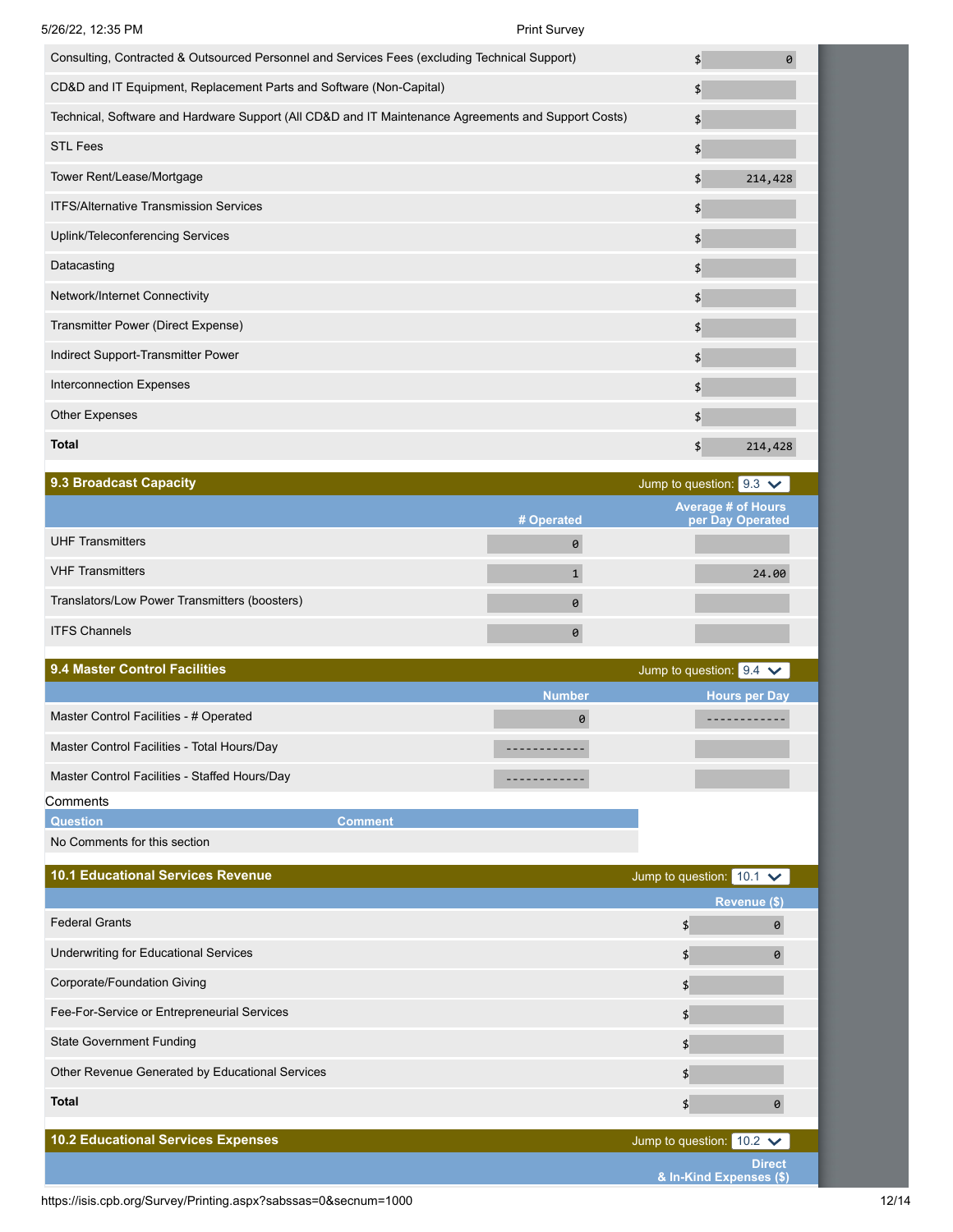| | |
|---|---|
| Consulting, Contracted & Outsourced Personnel and Services Fees (excluding Technical Support) | $ 0 |
| CD&D and IT Equipment, Replacement Parts and Software (Non-Capital) | $ |
| Technical, Software and Hardware Support (All CD&D and IT Maintenance Agreements and Support Costs) | $ |
| STL Fees | $ |
| Tower Rent/Lease/Mortgage | $ 214,428 |
| ITFS/Alternative Transmission Services | $ |
| Uplink/Teleconferencing Services | $ |
| Datacasting | $ |
| Network/Internet Connectivity | $ |
| Transmitter Power (Direct Expense) | $ |
| Indirect Support-Transmitter Power | $ |
| Interconnection Expenses | $ |
| Other Expenses | $ |
| **Total** | $ 214,428 |

## 9.3 Broadcast Capacity

Jump to question: 9.3

| | # Operated | Average # of Hours per Day Operated |
|---|---|---|
| UHF Transmitters | 0 | |
| VHF Transmitters | 1 | 24.00 |
| Translators/Low Power Transmitters (boosters) | 0 | |
| ITFS Channels | 0 | |

## 9.4 Master Control Facilities

Jump to question: 9.4

| | Number | Hours per Day |
|---|---|---|
| Master Control Facilities - # Operated | 0 | ------------ |
| Master Control Facilities - Total Hours/Day | ------------ | |
| Master Control Facilities - Staffed Hours/Day | ------------ | |

Comments

| Question | Comment |
|---|---|
| No Comments for this section | |

## 10.1 Educational Services Revenue

Jump to question: 10.1

| | Revenue ($) |
|---|---|
| Federal Grants | $ 0 |
| Underwriting for Educational Services | $ 0 |
| Corporate/Foundation Giving | $ |
| Fee-For-Service or Entrepreneurial Services | $ |
| State Government Funding | $ |
| Other Revenue Generated by Educational Services | $ |
| **Total** | $ 0 |

## 10.2 Educational Services Expenses

Jump to question: 10.2

| | Direct & In-Kind Expenses ($) |
|---|---|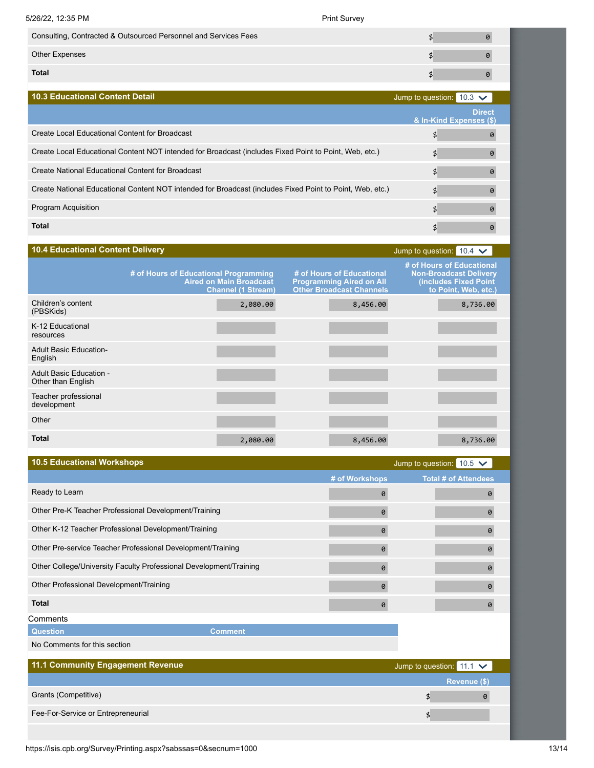| | |
|---|---|
| Consulting, Contracted & Outsourced Personnel and Services Fees | $ 0 |
| Other Expenses | $ 0 |
| **Total** | $ 0 |

## 10.3 Educational Content Detail

Jump to question: 10.3

| | Direct & In-Kind Expenses ($) |
|---|---|
| Create Local Educational Content for Broadcast | $ 0 |
| Create Local Educational Content NOT intended for Broadcast (includes Fixed Point to Point, Web, etc.) | $ 0 |
| Create National Educational Content for Broadcast | $ 0 |
| Create National Educational Content NOT intended for Broadcast (includes Fixed Point to Point, Web, etc.) | $ 0 |
| Program Acquisition | $ 0 |
| **Total** | $ 0 |

## 10.4 Educational Content Delivery

Jump to question: 10.4

| | # of Hours of Educational Programming Aired on Main Broadcast Channel (1 Stream) | # of Hours of Educational Programming Aired on All Other Broadcast Channels | # of Hours of Educational Non-Broadcast Delivery (includes Fixed Point to Point, Web, etc.) |
|---|---|---|---|
| Children's content (PBSKids) | 2,080.00 | 8,456.00 | 8,736.00 |
| K-12 Educational resources | | | |
| Adult Basic Education-English | | | |
| Adult Basic Education - Other than English | | | |
| Teacher professional development | | | |
| Other | | | |
| **Total** | 2,080.00 | 8,456.00 | 8,736.00 |

## 10.5 Educational Workshops

Jump to question: 10.5

| | # of Workshops | Total # of Attendees |
|---|---|---|
| Ready to Learn | 0 | 0 |
| Other Pre-K Teacher Professional Development/Training | 0 | 0 |
| Other K-12 Teacher Professional Development/Training | 0 | 0 |
| Other Pre-service Teacher Professional Development/Training | 0 | 0 |
| Other College/University Faculty Professional Development/Training | 0 | 0 |
| Other Professional Development/Training | 0 | 0 |
| **Total** | 0 | 0 |

Comments

| Question | Comment |
|---|---|
| No Comments for this section | |

## 11.1 Community Engagement Revenue

Jump to question: 11.1

| | Revenue ($) |
|---|---|
| Grants (Competitive) | $ 0 |
| Fee-For-Service or Entrepreneurial | $ |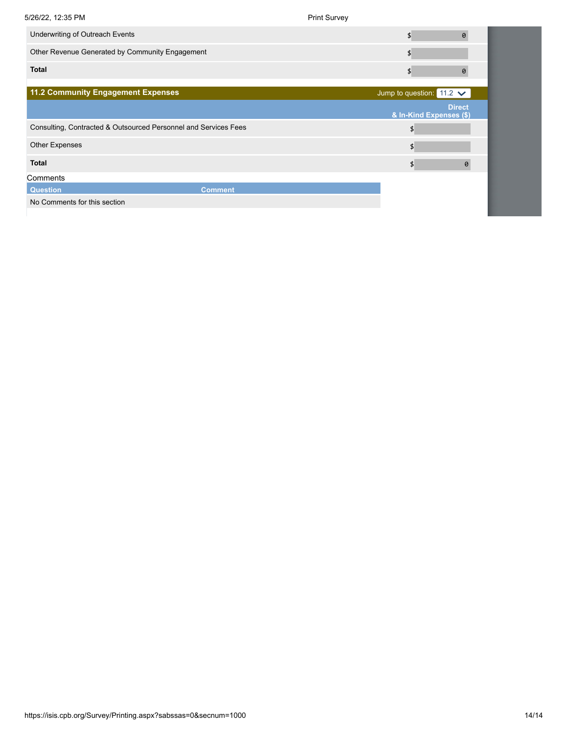| | |
|---|---|
| Underwriting of Outreach Events | $ 0 |
| Other Revenue Generated by Community Engagement | $ |
| **Total** | $ 0 |

## 11.2 Community Engagement Expenses

Jump to question: 11.2

| | Direct & In-Kind Expenses ($) |
|---|---|
| Consulting, Contracted & Outsourced Personnel and Services Fees | $ |
| Other Expenses | $ |
| **Total** | $ 0 |

Comments

| Question | Comment |
|---|---|
| No Comments for this section | |